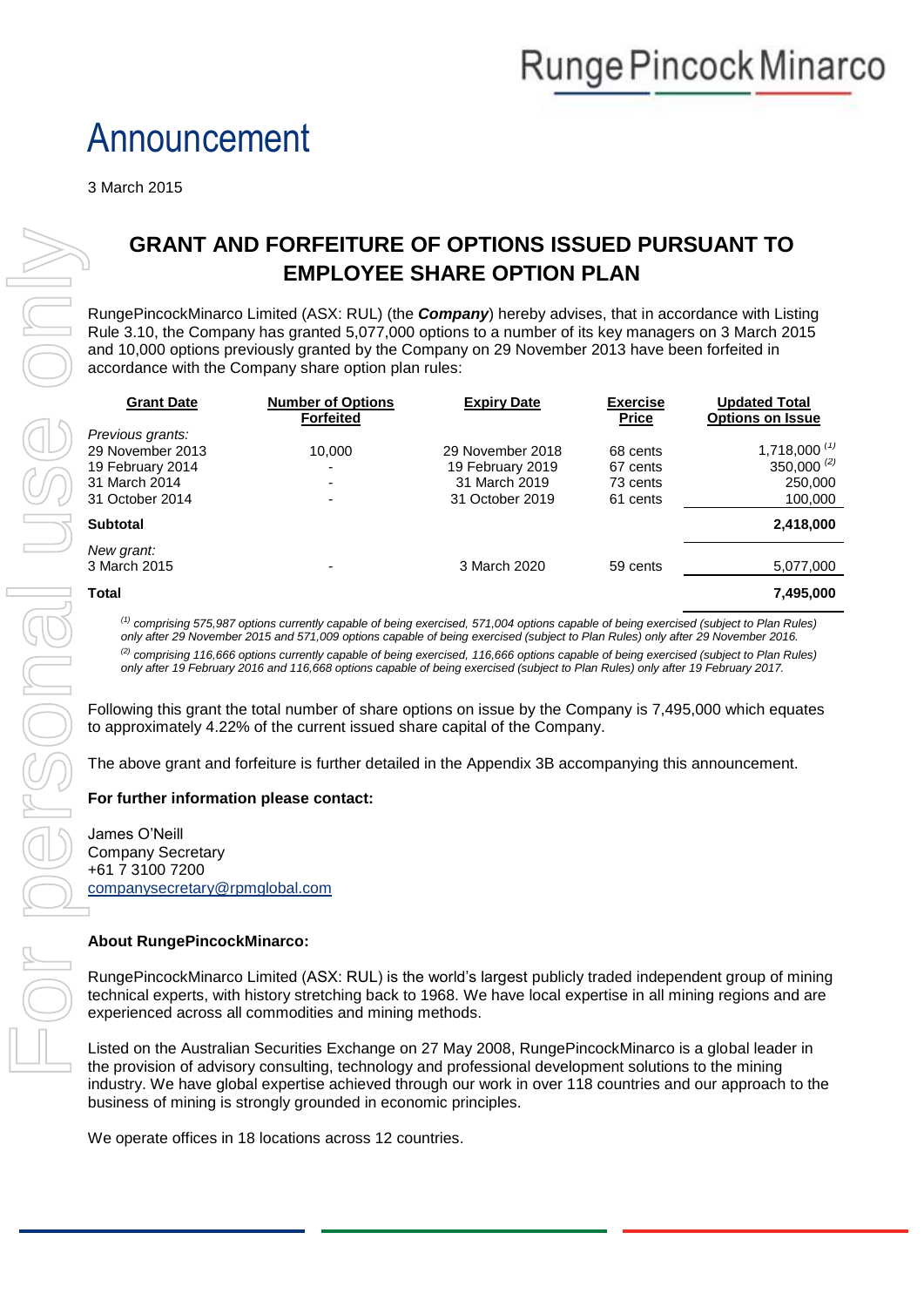RungePincockMinarco

# Announcement

3 March 2015

## GRANT AND FORFEITURE OF OPTIONS ISSUED PURSUANT TO EMPLOYEE SHARE OPTION PLAN

RungePincockMinarco Limited (ASX: RUL) (the ***Company***) hereby advises, that in accordance with Listing Rule 3.10, the Company has granted 5,077,000 options to a number of its key managers on 3 March 2015 and 10,000 options previously granted by the Company on 29 November 2013 have been forfeited in accordance with the Company share option plan rules:

| Grant Date | Number of Options Forfeited | Expiry Date | Exercise Price | Updated Total Options on Issue |
|---|---|---|---|---|
| *Previous grants:* | | | | |
| 29 November 2013 | 10,000 | 29 November 2018 | 68 cents | 1,718,000 [1] |
| 19 February 2014 | - | 19 February 2019 | 67 cents | 350,000 [2] |
| 31 March 2014 | - | 31 March 2019 | 73 cents | 250,000 |
| 31 October 2014 | - | 31 October 2019 | 61 cents | 100,000 |
| **Subtotal** | | | | **2,418,000** |
| *New grant:* | | | | |
| 3 March 2015 | - | 3 March 2020 | 59 cents | 5,077,000 |
| **Total** | | | | **7,495,000** |

*[1] comprising 575,987 options currently capable of being exercised, 571,004 options capable of being exercised (subject to Plan Rules) only after 29 November 2015 and 571,009 options capable of being exercised (subject to Plan Rules) only after 29 November 2016.*

*[2] comprising 116,666 options currently capable of being exercised, 116,666 options capable of being exercised (subject to Plan Rules) only after 19 February 2016 and 116,668 options capable of being exercised (subject to Plan Rules) only after 19 February 2017.*

Following this grant the total number of share options on issue by the Company is 7,495,000 which equates to approximately 4.22% of the current issued share capital of the Company.

The above grant and forfeiture is further detailed in the Appendix 3B accompanying this announcement.

**For further information please contact:**

James O'Neill
Company Secretary
+61 7 3100 7200
companysecretary@rpmglobal.com

**About RungePincockMinarco:**

RungePincockMinarco Limited (ASX: RUL) is the world's largest publicly traded independent group of mining technical experts, with history stretching back to 1968. We have local expertise in all mining regions and are experienced across all commodities and mining methods.

Listed on the Australian Securities Exchange on 27 May 2008, RungePincockMinarco is a global leader in the provision of advisory consulting, technology and professional development solutions to the mining industry. We have global expertise achieved through our work in over 118 countries and our approach to the business of mining is strongly grounded in economic principles.

We operate offices in 18 locations across 12 countries.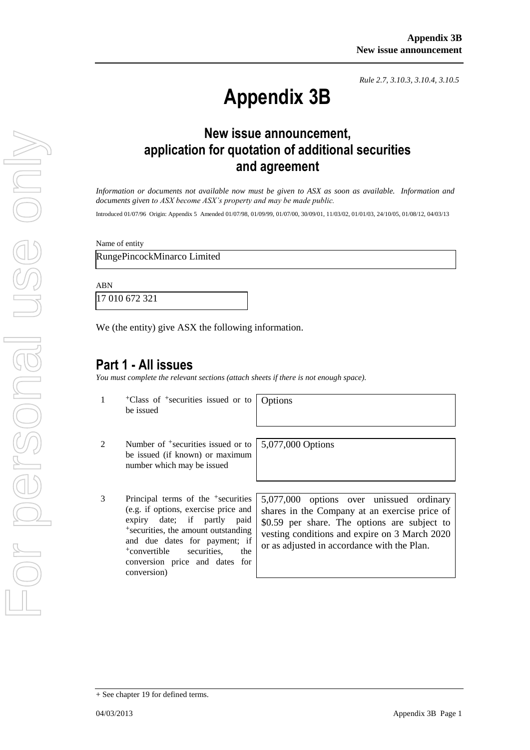*Rule 2.7, 3.10.3, 3.10.4, 3.10.5*

# Appendix 3B

## New issue announcement, application for quotation of additional securities and agreement

*Information or documents not available now must be given to ASX as soon as available. Information and documents given to ASX become ASX's property and may be made public.*

Introduced 01/07/96 Origin: Appendix 5 Amended 01/07/98, 01/09/99, 01/07/00, 30/09/01, 11/03/02, 01/01/03, 24/10/05, 01/08/12, 04/03/13

Name of entity

RungePincockMinarco Limited

ABN

17 010 672 321

We (the entity) give ASX the following information.

## Part 1 - All issues

*You must complete the relevant sections (attach sheets if there is not enough space).*

| | | |
|---|---|---|
| 1 | +Class of +securities issued or to be issued | Options |
| 2 | Number of +securities issued or to be issued (if known) or maximum number which may be issued | 5,077,000 Options |
| 3 | Principal terms of the +securities (e.g. if options, exercise price and expiry date; if partly paid +securities, the amount outstanding and due dates for payment; if +convertible securities, the conversion price and dates for conversion) | 5,077,000 options over unissued ordinary shares in the Company at an exercise price of $0.59 per share. The options are subject to vesting conditions and expire on 3 March 2020 or as adjusted in accordance with the Plan. |

+ See chapter 19 for defined terms.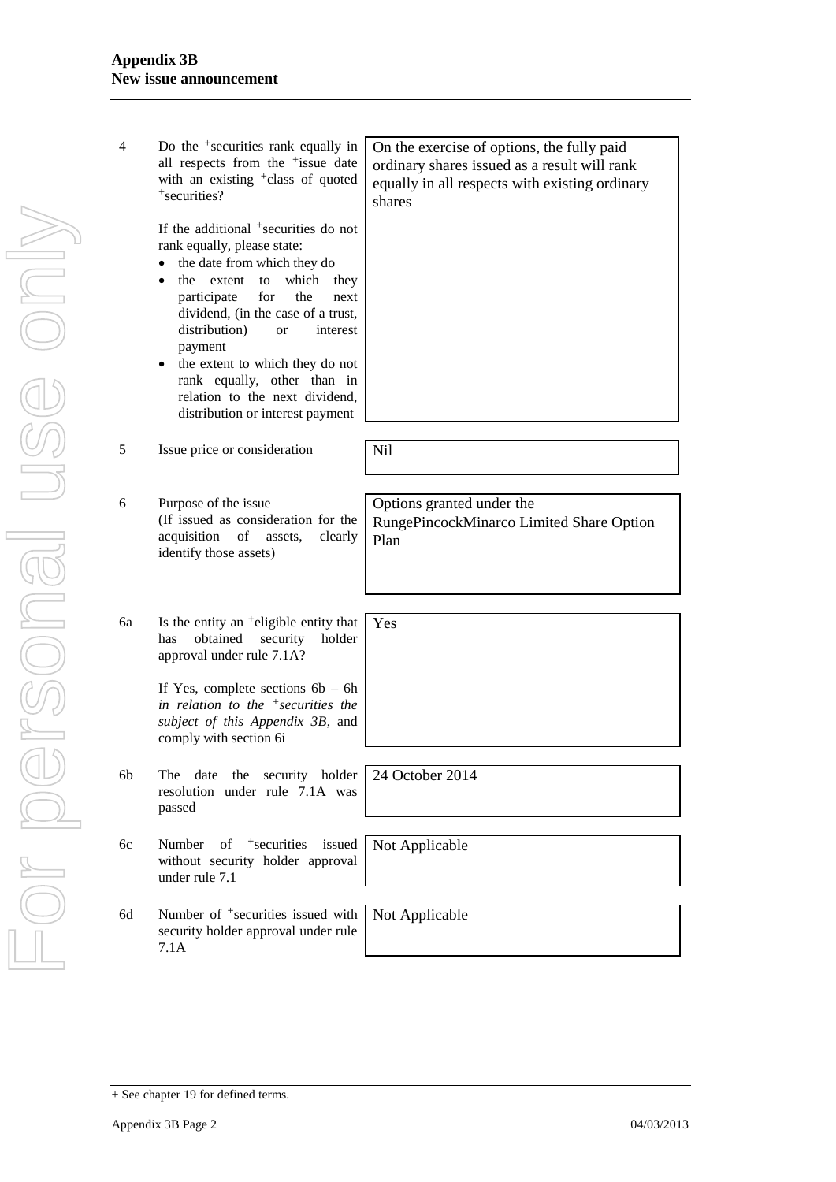| | | |
|---|---|---|
| 4 | Do the +securities rank equally in all respects from the +issue date with an existing +class of quoted +securities?<br><br>If the additional +securities do not rank equally, please state:<br>• the date from which they do<br>• the extent to which they participate for the next dividend, (in the case of a trust, distribution) or interest payment<br>• the extent to which they do not rank equally, other than in relation to the next dividend, distribution or interest payment | On the exercise of options, the fully paid ordinary shares issued as a result will rank equally in all respects with existing ordinary shares |
| 5 | Issue price or consideration | Nil |
| 6 | Purpose of the issue<br>(If issued as consideration for the acquisition of assets, clearly identify those assets) | Options granted under the RungePincockMinarco Limited Share Option Plan |
| 6a | Is the entity an +eligible entity that has obtained security holder approval under rule 7.1A?<br><br>If Yes, complete sections 6b – 6h *in relation to the +securities the subject of this Appendix 3B*, and comply with section 6i | Yes |
| 6b | The date the security holder resolution under rule 7.1A was passed | 24 October 2014 |
| 6c | Number of +securities issued without security holder approval under rule 7.1 | Not Applicable |
| 6d | Number of +securities issued with security holder approval under rule 7.1A | Not Applicable |

+ See chapter 19 for defined terms.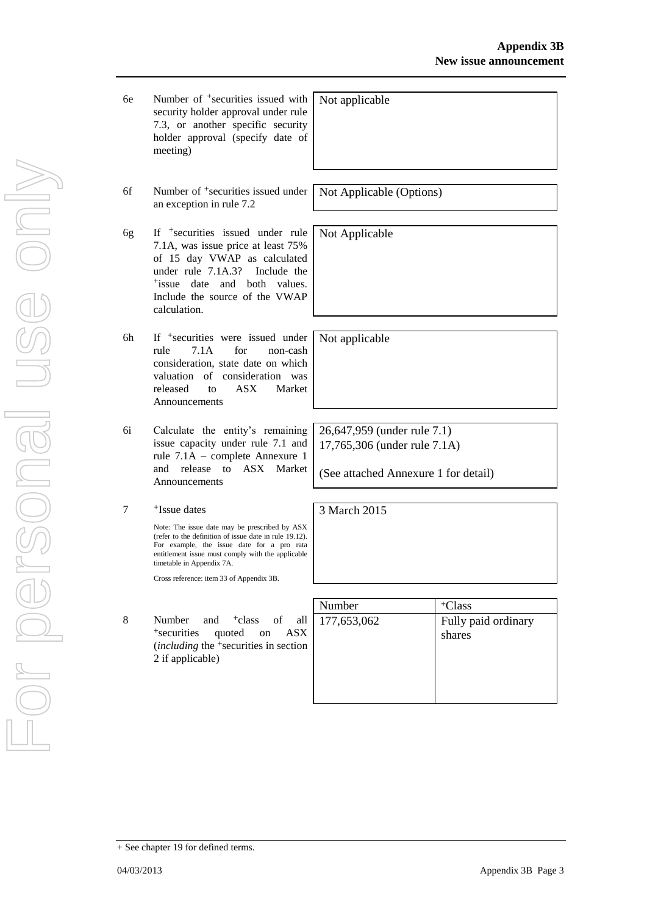| | | |
|---|---|---|
| 6e | Number of +securities issued with security holder approval under rule 7.3, or another specific security holder approval (specify date of meeting) | Not applicable |
| 6f | Number of +securities issued under an exception in rule 7.2 | Not Applicable (Options) |
| 6g | If +securities issued under rule 7.1A, was issue price at least 75% of 15 day VWAP as calculated under rule 7.1A.3? Include the +issue date and both values. Include the source of the VWAP calculation. | Not Applicable |
| 6h | If +securities were issued under rule 7.1A for non-cash consideration, state date on which valuation of consideration was released to ASX Market Announcements | Not applicable |
| 6i | Calculate the entity's remaining issue capacity under rule 7.1 and rule 7.1A – complete Annexure 1 and release to ASX Market Announcements | 26,647,959 (under rule 7.1)<br>17,765,306 (under rule 7.1A)<br><br>(See attached Annexure 1 for detail) |
| 7 | +Issue dates<br><br>Note: The issue date may be prescribed by ASX (refer to the definition of issue date in rule 19.12). For example, the issue date for a pro rata entitlement issue must comply with the applicable timetable in Appendix 7A.<br><br>Cross reference: item 33 of Appendix 3B. | 3 March 2015 |

| | | Number | +Class |
|---|---|---|---|
| 8 | Number and +class of all +securities quoted on ASX (*including* the +securities in section 2 if applicable) | 177,653,062 | Fully paid ordinary shares |

+ See chapter 19 for defined terms.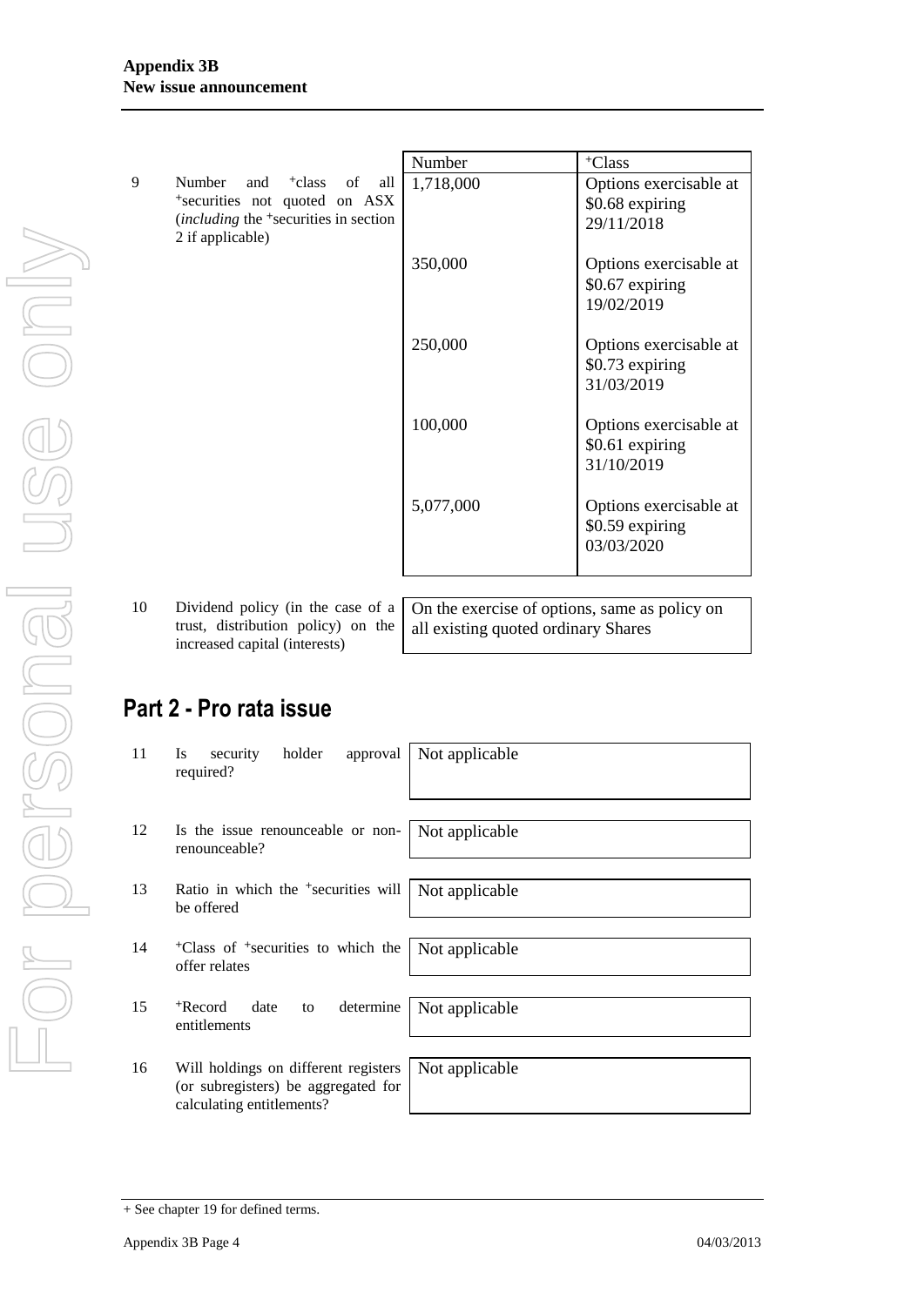| | | Number | +Class |
|---|---|---|---|
| 9 | Number and +class of all +securities not quoted on ASX (*including* the +securities in section 2 if applicable) | 1,718,000 | Options exercisable at $0.68 expiring 29/11/2018 |
| | | 350,000 | Options exercisable at $0.67 expiring 19/02/2019 |
| | | 250,000 | Options exercisable at $0.73 expiring 31/03/2019 |
| | | 100,000 | Options exercisable at $0.61 expiring 31/10/2019 |
| | | 5,077,000 | Options exercisable at $0.59 expiring 03/03/2020 |

| | | |
|---|---|---|
| 10 | Dividend policy (in the case of a trust, distribution policy) on the increased capital (interests) | On the exercise of options, same as policy on all existing quoted ordinary Shares |

## Part 2 - Pro rata issue

| | | |
|---|---|---|
| 11 | Is security holder approval required? | Not applicable |
| 12 | Is the issue renounceable or non-renounceable? | Not applicable |
| 13 | Ratio in which the +securities will be offered | Not applicable |
| 14 | +Class of +securities to which the offer relates | Not applicable |
| 15 | +Record date to determine entitlements | Not applicable |
| 16 | Will holdings on different registers (or subregisters) be aggregated for calculating entitlements? | Not applicable |

+ See chapter 19 for defined terms.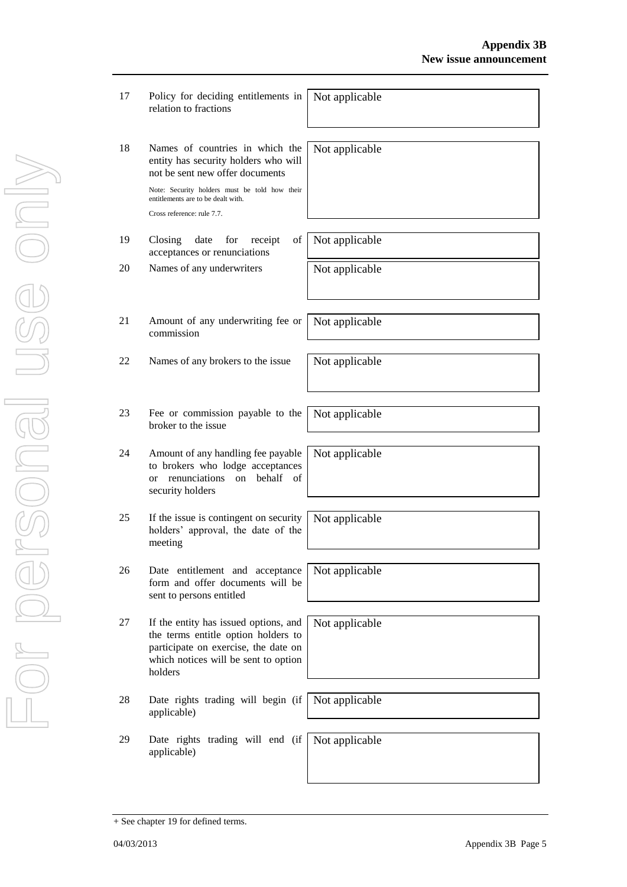| | | |
|---|---|---|
| 17 | Policy for deciding entitlements in relation to fractions | Not applicable |
| 18 | Names of countries in which the entity has security holders who will not be sent new offer documents<br><br>Note: Security holders must be told how their entitlements are to be dealt with.<br><br>Cross reference: rule 7.7. | Not applicable |
| 19 | Closing date for receipt of acceptances or renunciations | Not applicable |
| 20 | Names of any underwriters | Not applicable |
| 21 | Amount of any underwriting fee or commission | Not applicable |
| 22 | Names of any brokers to the issue | Not applicable |
| 23 | Fee or commission payable to the broker to the issue | Not applicable |
| 24 | Amount of any handling fee payable to brokers who lodge acceptances or renunciations on behalf of security holders | Not applicable |
| 25 | If the issue is contingent on security holders' approval, the date of the meeting | Not applicable |
| 26 | Date entitlement and acceptance form and offer documents will be sent to persons entitled | Not applicable |
| 27 | If the entity has issued options, and the terms entitle option holders to participate on exercise, the date on which notices will be sent to option holders | Not applicable |
| 28 | Date rights trading will begin (if applicable) | Not applicable |
| 29 | Date rights trading will end (if applicable) | Not applicable |

+ See chapter 19 for defined terms.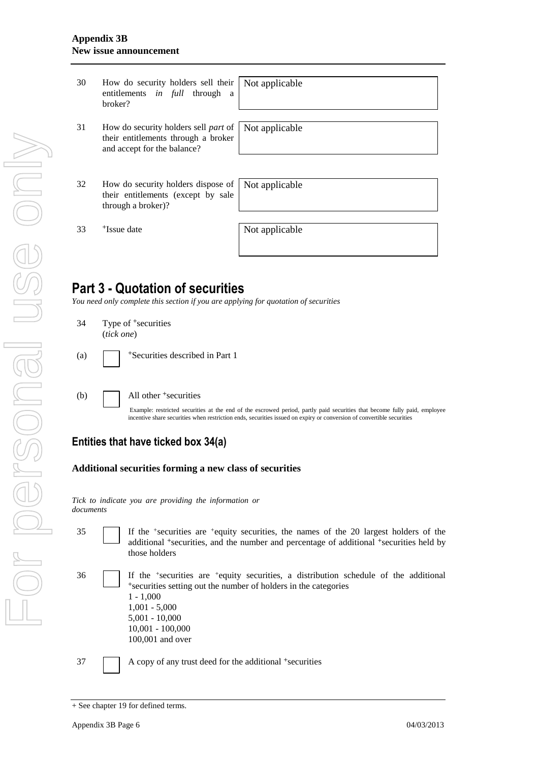| | | |
|---|---|---|
| 30 | How do security holders sell their entitlements *in full* through a broker? | Not applicable |
| 31 | How do security holders sell *part* of their entitlements through a broker and accept for the balance? | Not applicable |
| 32 | How do security holders dispose of their entitlements (except by sale through a broker)? | Not applicable |
| 33 | +Issue date | Not applicable |

## Part 3 - Quotation of securities

*You need only complete this section if you are applying for quotation of securities*

34 Type of +securities
(*tick one*)

(a) ☐ +Securities described in Part 1

(b) ☐ All other +securities

Example: restricted securities at the end of the escrowed period, partly paid securities that become fully paid, employee incentive share securities when restriction ends, securities issued on expiry or conversion of convertible securities

### Entities that have ticked box 34(a)

**Additional securities forming a new class of securities**

*Tick to indicate you are providing the information or documents*

35 ☐ If the +securities are +equity securities, the names of the 20 largest holders of the additional +securities, and the number and percentage of additional +securities held by those holders

36 ☐ If the +securities are +equity securities, a distribution schedule of the additional +securities setting out the number of holders in the categories
1 - 1,000
1,001 - 5,000
5,001 - 10,000
10,001 - 100,000
100,001 and over

37 ☐ A copy of any trust deed for the additional +securities

+ See chapter 19 for defined terms.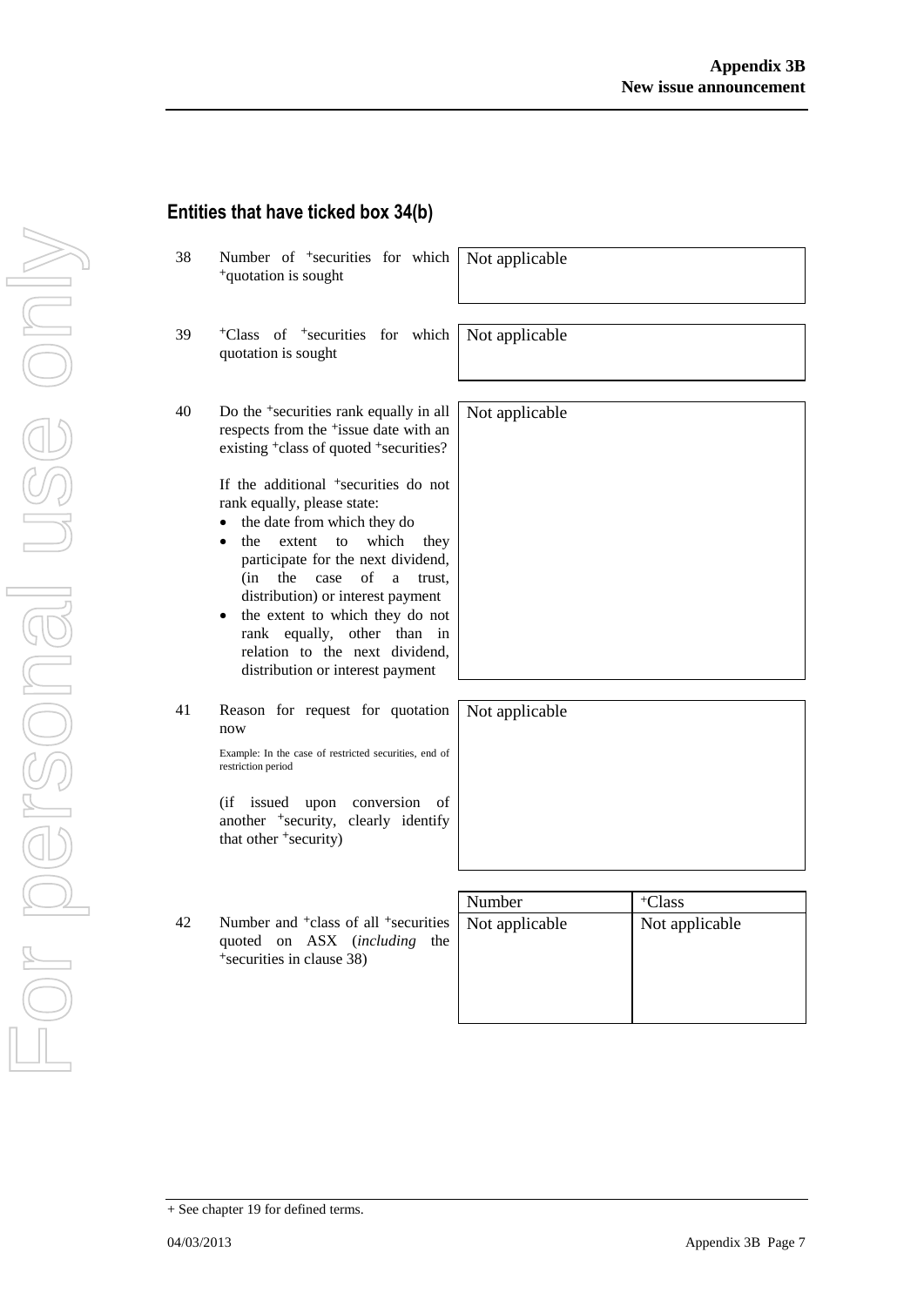## Entities that have ticked box 34(b)

| | | |
|---|---|---|
| 38 | Number of +securities for which +quotation is sought | Not applicable |
| 39 | +Class of +securities for which quotation is sought | Not applicable |
| 40 | Do the +securities rank equally in all respects from the +issue date with an existing +class of quoted +securities?<br><br>If the additional +securities do not rank equally, please state:<br>• the date from which they do<br>• the extent to which they participate for the next dividend, (in the case of a trust, distribution) or interest payment<br>• the extent to which they do not rank equally, other than in relation to the next dividend, distribution or interest payment | Not applicable |
| 41 | Reason for request for quotation now<br><br>Example: In the case of restricted securities, end of restriction period<br><br>(if issued upon conversion of another +security, clearly identify that other +security) | Not applicable |

| | | Number | +Class |
|---|---|---|---|
| 42 | Number and +class of all +securities quoted on ASX (*including* the +securities in clause 38) | Not applicable | Not applicable |

+ See chapter 19 for defined terms.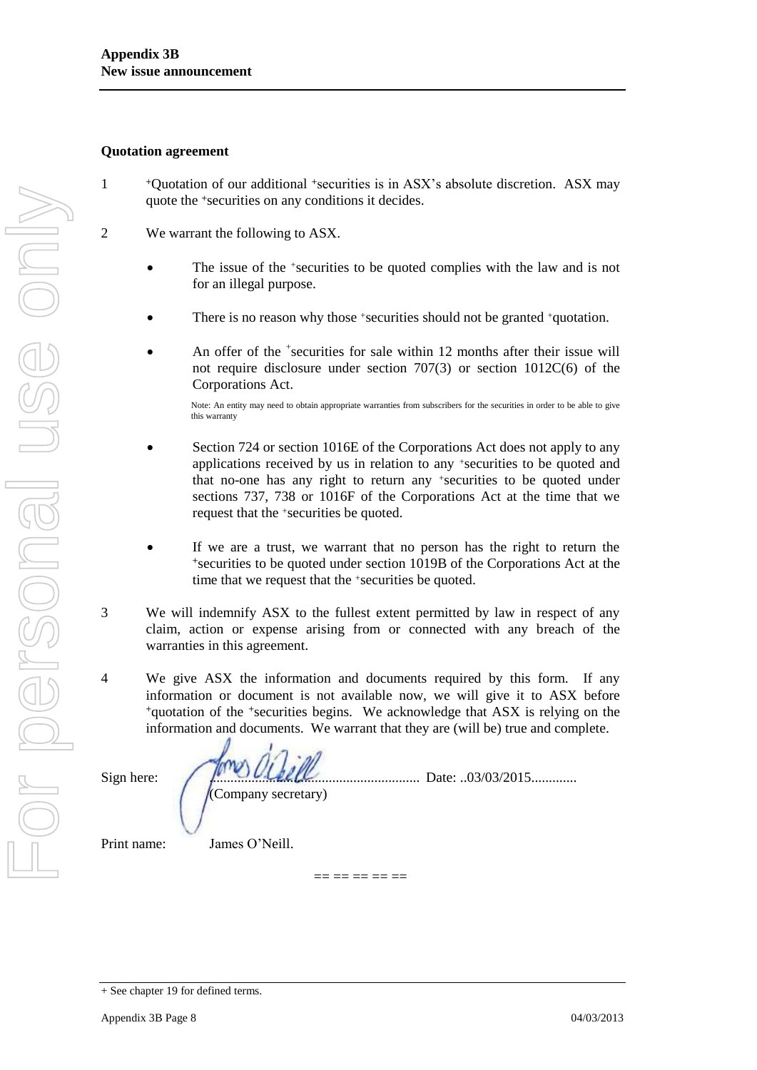## Quotation agreement

1 +Quotation of our additional +securities is in ASX's absolute discretion. ASX may quote the +securities on any conditions it decides.

2 We warrant the following to ASX.

- The issue of the +securities to be quoted complies with the law and is not for an illegal purpose.
- There is no reason why those +securities should not be granted +quotation.
- An offer of the +securities for sale within 12 months after their issue will not require disclosure under section 707(3) or section 1012C(6) of the Corporations Act.

  Note: An entity may need to obtain appropriate warranties from subscribers for the securities in order to be able to give this warranty

- Section 724 or section 1016E of the Corporations Act does not apply to any applications received by us in relation to any +securities to be quoted and that no-one has any right to return any +securities to be quoted under sections 737, 738 or 1016F of the Corporations Act at the time that we request that the +securities be quoted.
- If we are a trust, we warrant that no person has the right to return the +securities to be quoted under section 1019B of the Corporations Act at the time that we request that the +securities be quoted.

3 We will indemnify ASX to the fullest extent permitted by law in respect of any claim, action or expense arising from or connected with any breach of the warranties in this agreement.

4 We give ASX the information and documents required by this form. If any information or document is not available now, we will give it to ASX before +quotation of the +securities begins. We acknowledge that ASX is relying on the information and documents. We warrant that they are (will be) true and complete.

Sign here: .................................................... Date: ..03/03/2015............
(Company secretary)

Print name: James O'Neill.

== == == == ==

+ See chapter 19 for defined terms.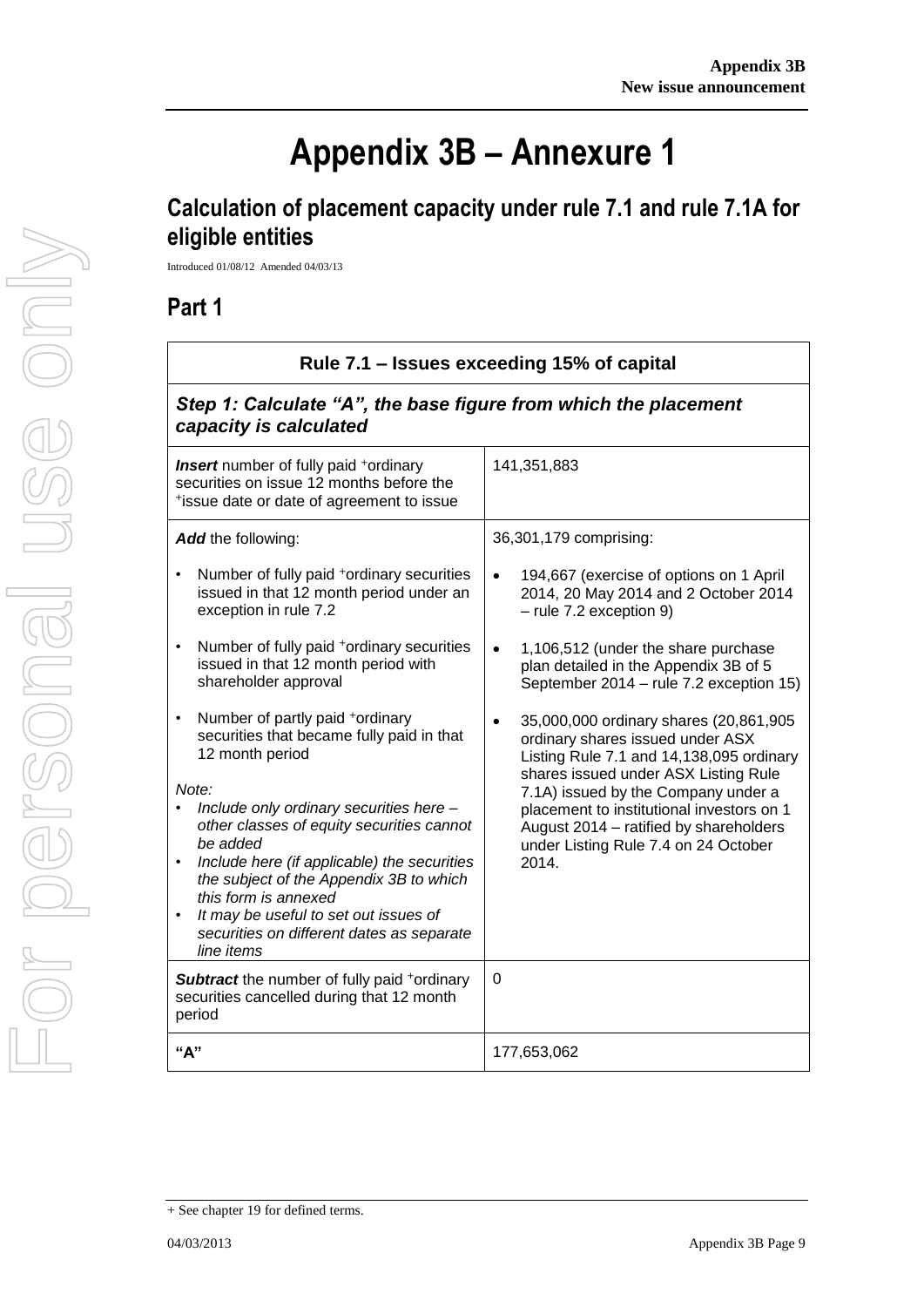# Appendix 3B – Annexure 1

## Calculation of placement capacity under rule 7.1 and rule 7.1A for eligible entities

Introduced 01/08/12 Amended 04/03/13

## Part 1

| Rule 7.1 – Issues exceeding 15% of capital | |
|---|---|
| ***Step 1: Calculate "A", the base figure from which the placement capacity is calculated*** | |
| ***Insert*** number of fully paid +ordinary securities on issue 12 months before the +issue date or date of agreement to issue | 141,351,883 |
| ***Add*** the following:<br>• Number of fully paid +ordinary securities issued in that 12 month period under an exception in rule 7.2<br>• Number of fully paid +ordinary securities issued in that 12 month period with shareholder approval<br>• Number of partly paid +ordinary securities that became fully paid in that 12 month period<br>*Note:*<br>• *Include only ordinary securities here – other classes of equity securities cannot be added*<br>• *Include here (if applicable) the securities the subject of the Appendix 3B to which this form is annexed*<br>• *It may be useful to set out issues of securities on different dates as separate line items* | 36,301,179 comprising:<br>• 194,667 (exercise of options on 1 April 2014, 20 May 2014 and 2 October 2014 – rule 7.2 exception 9)<br>• 1,106,512 (under the share purchase plan detailed in the Appendix 3B of 5 September 2014 – rule 7.2 exception 15)<br>• 35,000,000 ordinary shares (20,861,905 ordinary shares issued under ASX Listing Rule 7.1 and 14,138,095 ordinary shares issued under ASX Listing Rule 7.1A) issued by the Company under a placement to institutional investors on 1 August 2014 – ratified by shareholders under Listing Rule 7.4 on 24 October 2014. |
| ***Subtract*** the number of fully paid +ordinary securities cancelled during that 12 month period | 0 |
| **"A"** | 177,653,062 |

+ See chapter 19 for defined terms.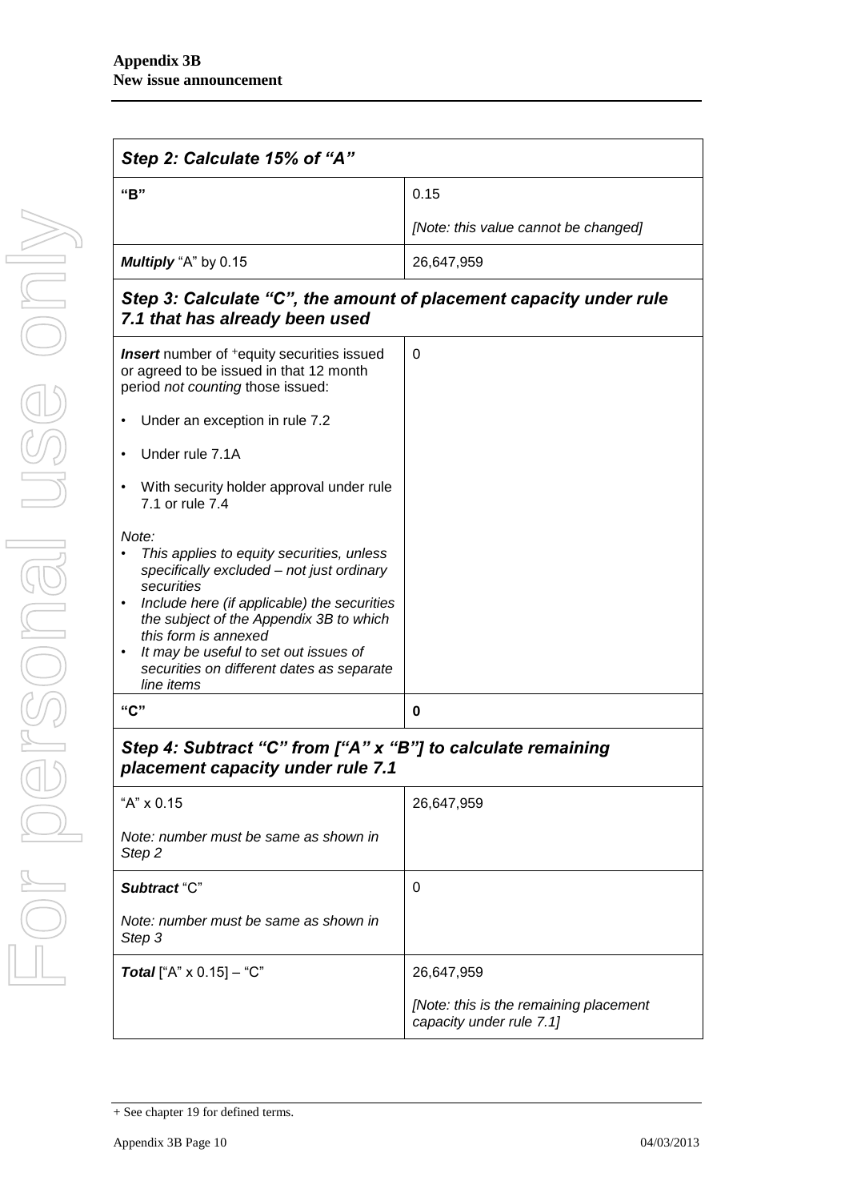| ***Step 2: Calculate 15% of "A"*** | |
|---|---|
| **"B"** | 0.15<br><br>*[Note: this value cannot be changed]* |
| ***Multiply*** "A" by 0.15 | 26,647,959 |
| ***Step 3: Calculate "C", the amount of placement capacity under rule 7.1 that has already been used*** | |
| ***Insert*** number of +equity securities issued or agreed to be issued in that 12 month period *not counting* those issued:<br><br>• Under an exception in rule 7.2<br><br>• Under rule 7.1A<br><br>• With security holder approval under rule 7.1 or rule 7.4<br><br>*Note:*<br>• *This applies to equity securities, unless specifically excluded – not just ordinary securities*<br>• *Include here (if applicable) the securities the subject of the Appendix 3B to which this form is annexed*<br>• *It may be useful to set out issues of securities on different dates as separate line items* | 0 |
| **"C"** | **0** |
| ***Step 4: Subtract "C" from ["A" x "B"] to calculate remaining placement capacity under rule 7.1*** | |
| "A" x 0.15<br><br>*Note: number must be same as shown in Step 2* | 26,647,959 |
| ***Subtract*** "C"<br><br>*Note: number must be same as shown in Step 3* | 0 |
| ***Total*** ["A" x 0.15] – "C" | 26,647,959<br><br>*[Note: this is the remaining placement capacity under rule 7.1]* |

+ See chapter 19 for defined terms.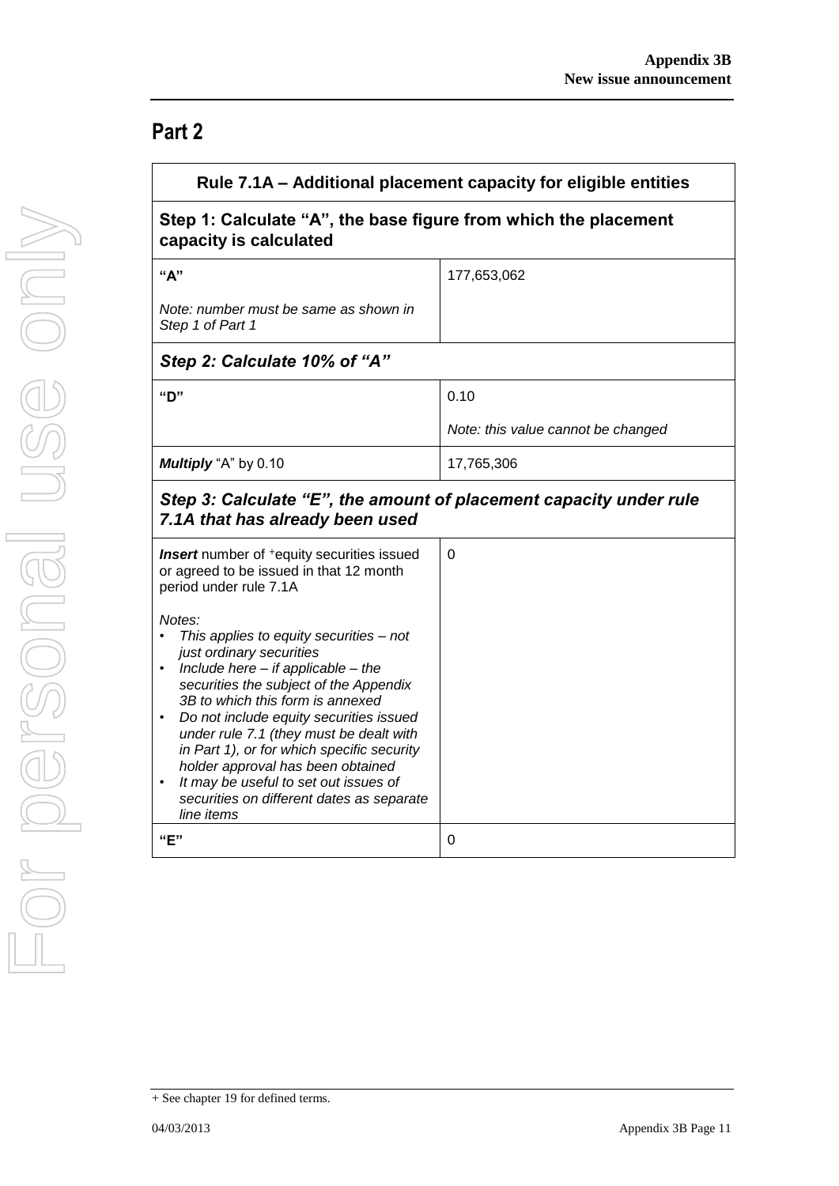## Part 2

| Rule 7.1A – Additional placement capacity for eligible entities | |
|---|---|
| **Step 1: Calculate "A", the base figure from which the placement capacity is calculated** | |
| **"A"**<br><br>*Note: number must be same as shown in Step 1 of Part 1* | 177,653,062 |
| ***Step 2: Calculate 10% of "A"*** | |
| **"D"** | 0.10<br><br>*Note: this value cannot be changed* |
| ***Multiply*** "A" by 0.10 | 17,765,306 |
| ***Step 3: Calculate "E", the amount of placement capacity under rule 7.1A that has already been used*** | |
| ***Insert*** number of +equity securities issued or agreed to be issued in that 12 month period under rule 7.1A<br><br>*Notes:*<br>• *This applies to equity securities – not just ordinary securities*<br>• *Include here – if applicable – the securities the subject of the Appendix 3B to which this form is annexed*<br>• *Do not include equity securities issued under rule 7.1 (they must be dealt with in Part 1), or for which specific security holder approval has been obtained*<br>• *It may be useful to set out issues of securities on different dates as separate line items* | 0 |
| **"E"** | 0 |

+ See chapter 19 for defined terms.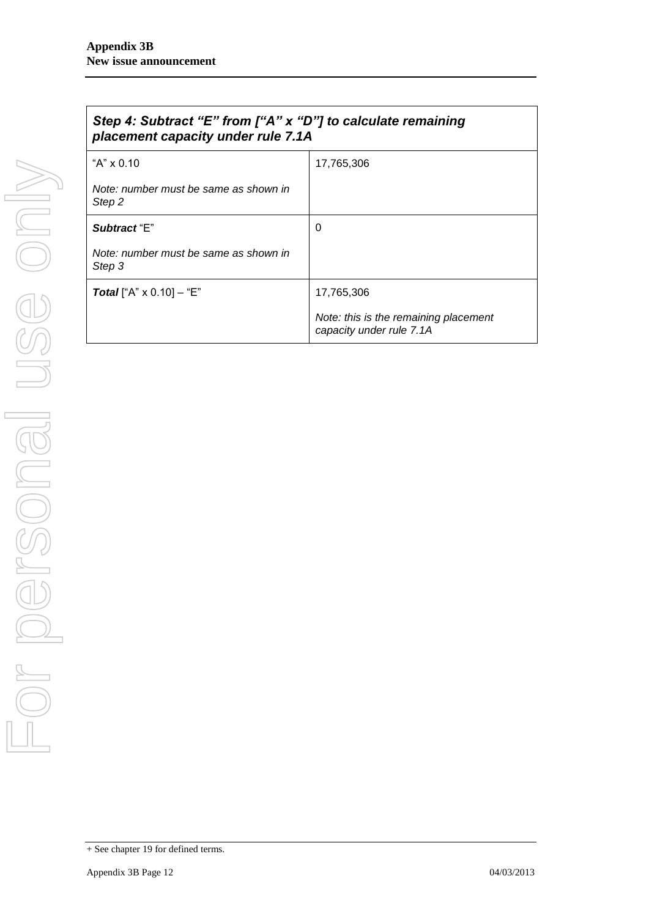| *Step 4: Subtract "E" from ["A" x "D"] to calculate remaining placement capacity under rule 7.1A* | |
| --- | --- |
| "A" x 0.10<br><br>*Note: number must be same as shown in Step 2* | 17,765,306 |
| ***Subtract*** "E"<br><br>*Note: number must be same as shown in Step 3* | 0 |
| ***Total*** ["A" x 0.10] – "E" | 17,765,306<br><br>*Note: this is the remaining placement capacity under rule 7.1A* |

+ See chapter 19 for defined terms.